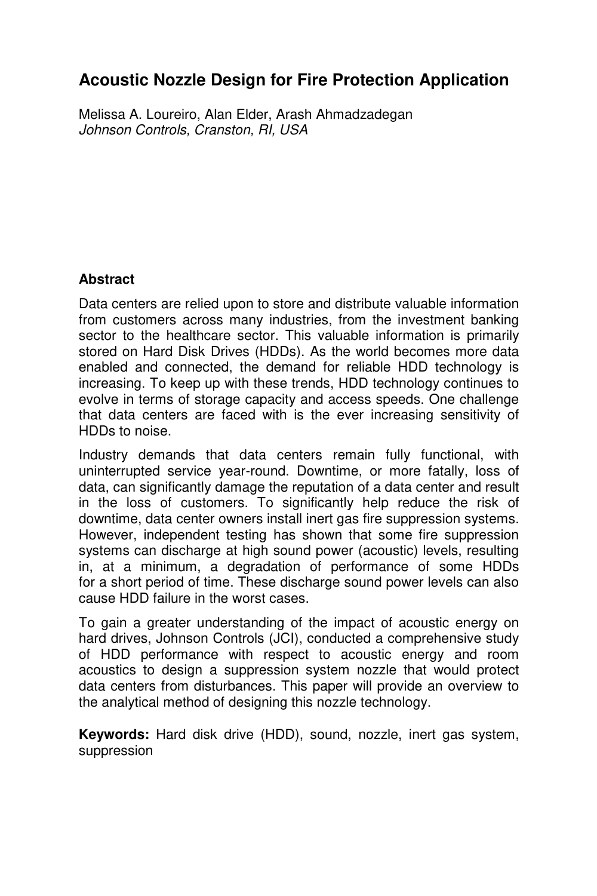# Acoustic Nozzle Design for Fire Protection Application

Melissa A. Loureiro, Alan Elder, Arash Ahmadzadegan
*Johnson Controls, Cranston, RI, USA*

## Abstract

Data centers are relied upon to store and distribute valuable information from customers across many industries, from the investment banking sector to the healthcare sector. This valuable information is primarily stored on Hard Disk Drives (HDDs). As the world becomes more data enabled and connected, the demand for reliable HDD technology is increasing. To keep up with these trends, HDD technology continues to evolve in terms of storage capacity and access speeds. One challenge that data centers are faced with is the ever increasing sensitivity of HDDs to noise.

Industry demands that data centers remain fully functional, with uninterrupted service year-round. Downtime, or more fatally, loss of data, can significantly damage the reputation of a data center and result in the loss of customers. To significantly help reduce the risk of downtime, data center owners install inert gas fire suppression systems. However, independent testing has shown that some fire suppression systems can discharge at high sound power (acoustic) levels, resulting in, at a minimum, a degradation of performance of some HDDs for a short period of time. These discharge sound power levels can also cause HDD failure in the worst cases.

To gain a greater understanding of the impact of acoustic energy on hard drives, Johnson Controls (JCI), conducted a comprehensive study of HDD performance with respect to acoustic energy and room acoustics to design a suppression system nozzle that would protect data centers from disturbances. This paper will provide an overview to the analytical method of designing this nozzle technology.

**Keywords:** Hard disk drive (HDD), sound, nozzle, inert gas system, suppression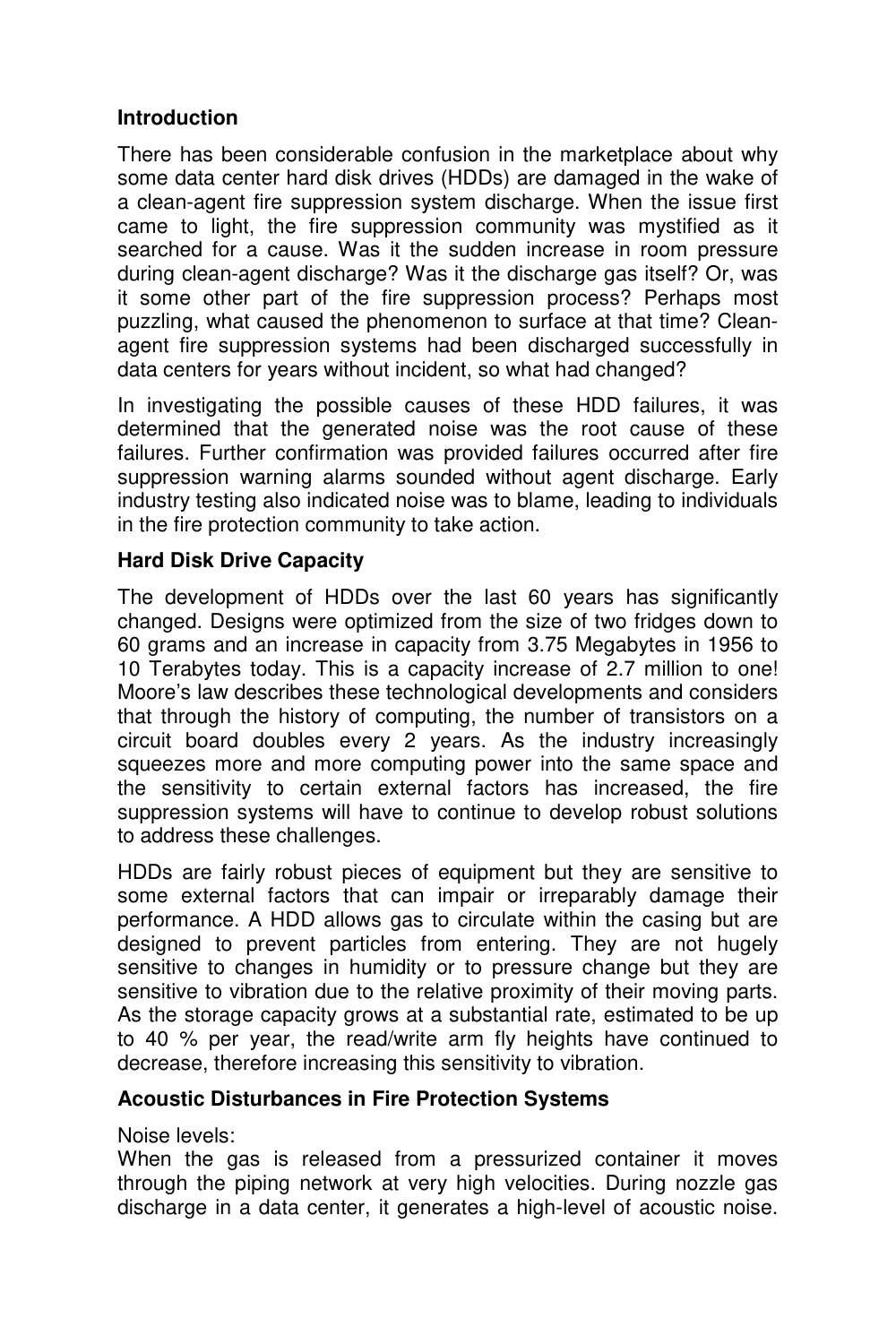## Introduction

There has been considerable confusion in the marketplace about why some data center hard disk drives (HDDs) are damaged in the wake of a clean-agent fire suppression system discharge. When the issue first came to light, the fire suppression community was mystified as it searched for a cause. Was it the sudden increase in room pressure during clean-agent discharge? Was it the discharge gas itself? Or, was it some other part of the fire suppression process? Perhaps most puzzling, what caused the phenomenon to surface at that time? Clean-agent fire suppression systems had been discharged successfully in data centers for years without incident, so what had changed?

In investigating the possible causes of these HDD failures, it was determined that the generated noise was the root cause of these failures. Further confirmation was provided failures occurred after fire suppression warning alarms sounded without agent discharge. Early industry testing also indicated noise was to blame, leading to individuals in the fire protection community to take action.

## Hard Disk Drive Capacity

The development of HDDs over the last 60 years has significantly changed. Designs were optimized from the size of two fridges down to 60 grams and an increase in capacity from 3.75 Megabytes in 1956 to 10 Terabytes today. This is a capacity increase of 2.7 million to one! Moore's law describes these technological developments and considers that through the history of computing, the number of transistors on a circuit board doubles every 2 years. As the industry increasingly squeezes more and more computing power into the same space and the sensitivity to certain external factors has increased, the fire suppression systems will have to continue to develop robust solutions to address these challenges.

HDDs are fairly robust pieces of equipment but they are sensitive to some external factors that can impair or irreparably damage their performance. A HDD allows gas to circulate within the casing but are designed to prevent particles from entering. They are not hugely sensitive to changes in humidity or to pressure change but they are sensitive to vibration due to the relative proximity of their moving parts. As the storage capacity grows at a substantial rate, estimated to be up to 40 % per year, the read/write arm fly heights have continued to decrease, therefore increasing this sensitivity to vibration.

## Acoustic Disturbances in Fire Protection Systems

Noise levels:
When the gas is released from a pressurized container it moves through the piping network at very high velocities. During nozzle gas discharge in a data center, it generates a high-level of acoustic noise.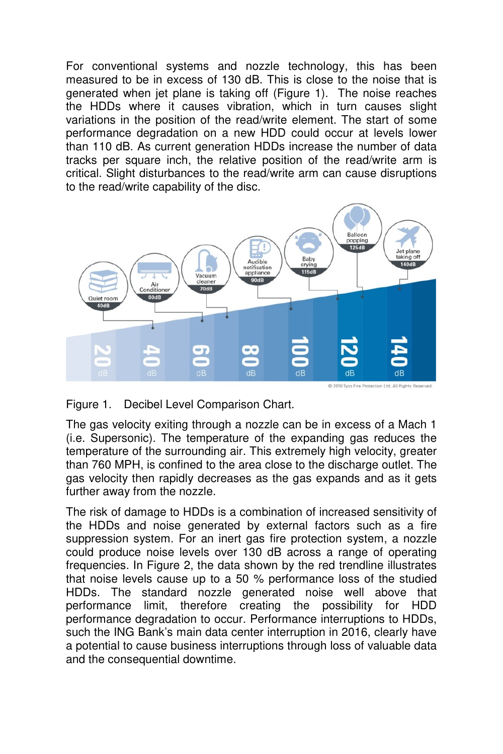For conventional systems and nozzle technology, this has been measured to be in excess of 130 dB. This is close to the noise that is generated when jet plane is taking off (Figure 1). The noise reaches the HDDs where it causes vibration, which in turn causes slight variations in the position of the read/write element. The start of some performance degradation on a new HDD could occur at levels lower than 110 dB. As current generation HDDs increase the number of data tracks per square inch, the relative position of the read/write arm is critical. Slight disturbances to the read/write arm can cause disruptions to the read/write capability of the disc.

Figure 1. Decibel Level Comparison Chart.

The gas velocity exiting through a nozzle can be in excess of a Mach 1 (i.e. Supersonic). The temperature of the expanding gas reduces the temperature of the surrounding air. This extremely high velocity, greater than 760 MPH, is confined to the area close to the discharge outlet. The gas velocity then rapidly decreases as the gas expands and as it gets further away from the nozzle.

The risk of damage to HDDs is a combination of increased sensitivity of the HDDs and noise generated by external factors such as a fire suppression system. For an inert gas fire protection system, a nozzle could produce noise levels over 130 dB across a range of operating frequencies. In Figure 2, the data shown by the red trendline illustrates that noise levels cause up to a 50 % performance loss of the studied HDDs. The standard nozzle generated noise well above that performance limit, therefore creating the possibility for HDD performance degradation to occur. Performance interruptions to HDDs, such the ING Bank's main data center interruption in 2016, clearly have a potential to cause business interruptions through loss of valuable data and the consequential downtime.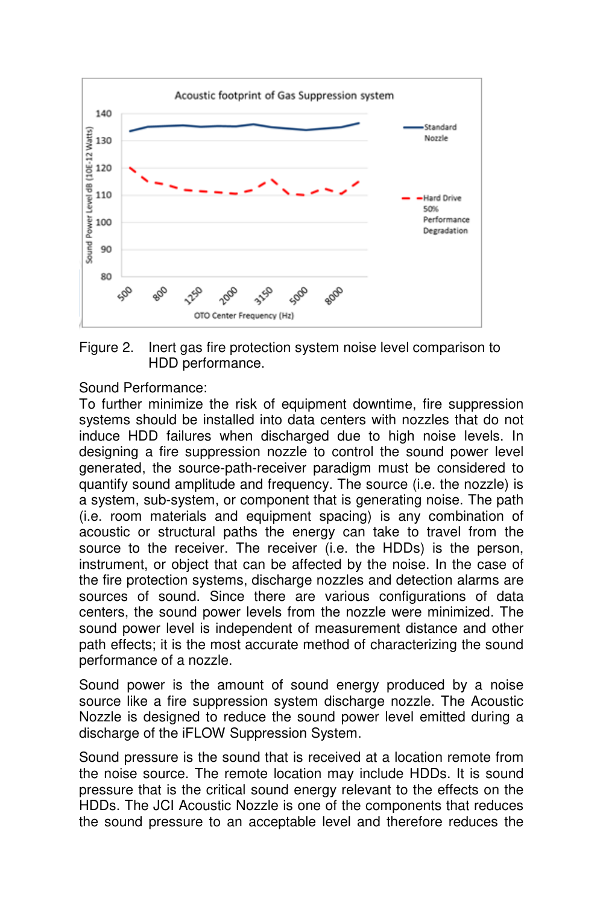Figure 2. Inert gas fire protection system noise level comparison to HDD performance.

Sound Performance:

To further minimize the risk of equipment downtime, fire suppression systems should be installed into data centers with nozzles that do not induce HDD failures when discharged due to high noise levels. In designing a fire suppression nozzle to control the sound power level generated, the source-path-receiver paradigm must be considered to quantify sound amplitude and frequency. The source (i.e. the nozzle) is a system, sub-system, or component that is generating noise. The path (i.e. room materials and equipment spacing) is any combination of acoustic or structural paths the energy can take to travel from the source to the receiver. The receiver (i.e. the HDDs) is the person, instrument, or object that can be affected by the noise. In the case of the fire protection systems, discharge nozzles and detection alarms are sources of sound. Since there are various configurations of data centers, the sound power levels from the nozzle were minimized. The sound power level is independent of measurement distance and other path effects; it is the most accurate method of characterizing the sound performance of a nozzle.

Sound power is the amount of sound energy produced by a noise source like a fire suppression system discharge nozzle. The Acoustic Nozzle is designed to reduce the sound power level emitted during a discharge of the iFLOW Suppression System.

Sound pressure is the sound that is received at a location remote from the noise source. The remote location may include HDDs. It is sound pressure that is the critical sound energy relevant to the effects on the HDDs. The JCI Acoustic Nozzle is one of the components that reduces the sound pressure to an acceptable level and therefore reduces the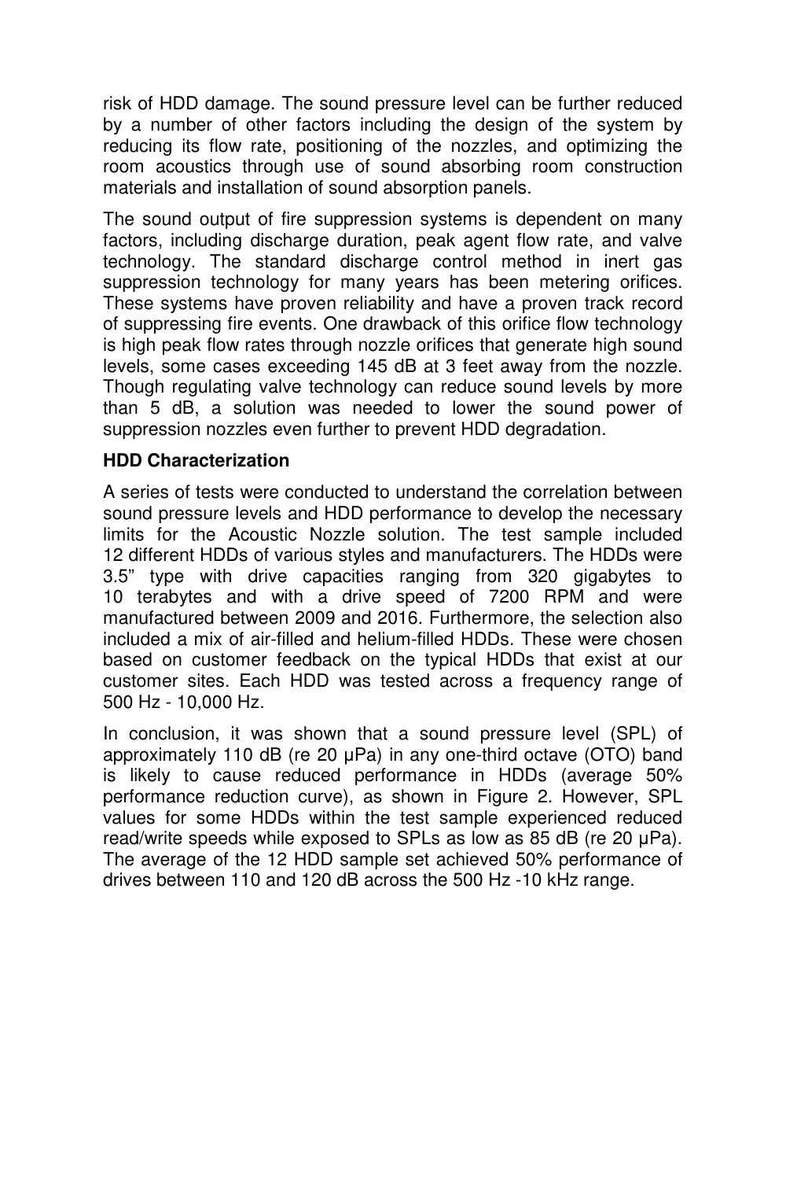risk of HDD damage. The sound pressure level can be further reduced by a number of other factors including the design of the system by reducing its flow rate, positioning of the nozzles, and optimizing the room acoustics through use of sound absorbing room construction materials and installation of sound absorption panels.

The sound output of fire suppression systems is dependent on many factors, including discharge duration, peak agent flow rate, and valve technology. The standard discharge control method in inert gas suppression technology for many years has been metering orifices. These systems have proven reliability and have a proven track record of suppressing fire events. One drawback of this orifice flow technology is high peak flow rates through nozzle orifices that generate high sound levels, some cases exceeding 145 dB at 3 feet away from the nozzle. Though regulating valve technology can reduce sound levels by more than 5 dB, a solution was needed to lower the sound power of suppression nozzles even further to prevent HDD degradation.

**HDD Characterization**

A series of tests were conducted to understand the correlation between sound pressure levels and HDD performance to develop the necessary limits for the Acoustic Nozzle solution. The test sample included 12 different HDDs of various styles and manufacturers. The HDDs were 3.5" type with drive capacities ranging from 320 gigabytes to 10 terabytes and with a drive speed of 7200 RPM and were manufactured between 2009 and 2016. Furthermore, the selection also included a mix of air-filled and helium-filled HDDs. These were chosen based on customer feedback on the typical HDDs that exist at our customer sites. Each HDD was tested across a frequency range of 500 Hz - 10,000 Hz.

In conclusion, it was shown that a sound pressure level (SPL) of approximately 110 dB (re 20 μPa) in any one-third octave (OTO) band is likely to cause reduced performance in HDDs (average 50% performance reduction curve), as shown in Figure 2. However, SPL values for some HDDs within the test sample experienced reduced read/write speeds while exposed to SPLs as low as 85 dB (re 20 μPa). The average of the 12 HDD sample set achieved 50% performance of drives between 110 and 120 dB across the 500 Hz -10 kHz range.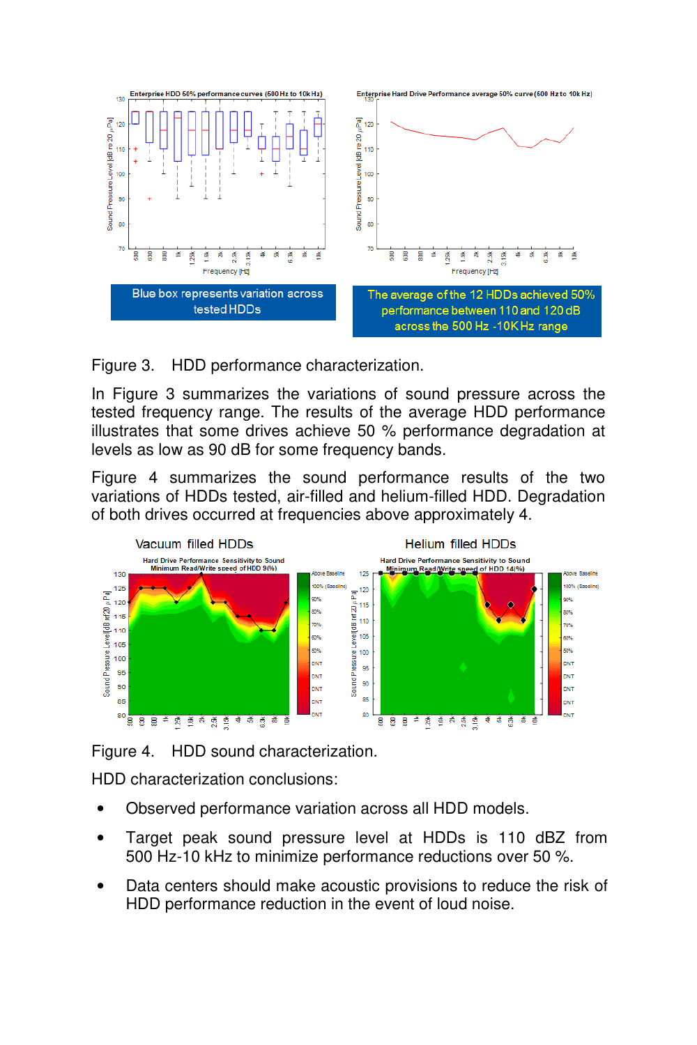Figure 3. HDD performance characterization.

In Figure 3 summarizes the variations of sound pressure across the tested frequency range. The results of the average HDD performance illustrates that some drives achieve 50 % performance degradation at levels as low as 90 dB for some frequency bands.

Figure 4 summarizes the sound performance results of the two variations of HDDs tested, air-filled and helium-filled HDD. Degradation of both drives occurred at frequencies above approximately 4.

Figure 4. HDD sound characterization.

HDD characterization conclusions:

- Observed performance variation across all HDD models.
- Target peak sound pressure level at HDDs is 110 dBZ from 500 Hz-10 kHz to minimize performance reductions over 50 %.
- Data centers should make acoustic provisions to reduce the risk of HDD performance reduction in the event of loud noise.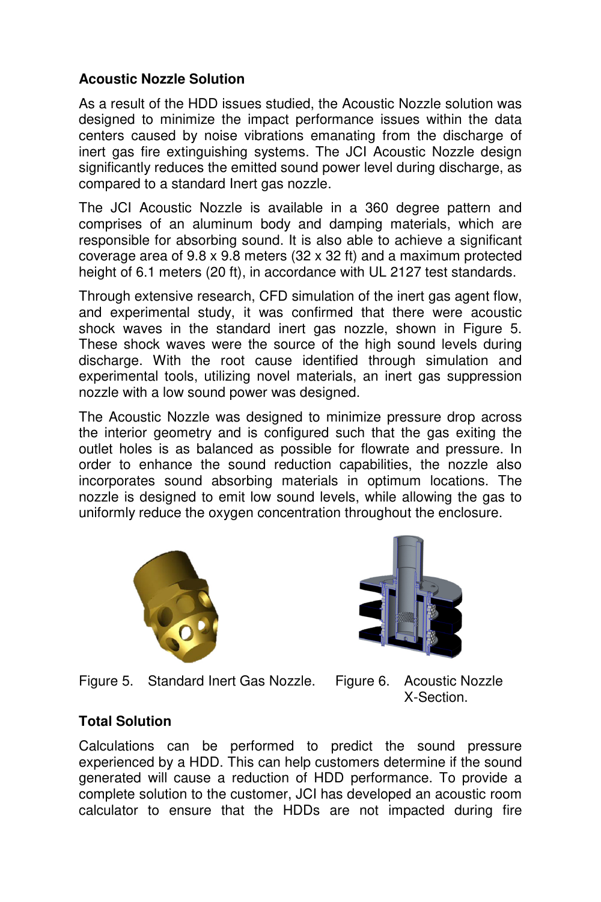**Acoustic Nozzle Solution**

As a result of the HDD issues studied, the Acoustic Nozzle solution was designed to minimize the impact performance issues within the data centers caused by noise vibrations emanating from the discharge of inert gas fire extinguishing systems. The JCI Acoustic Nozzle design significantly reduces the emitted sound power level during discharge, as compared to a standard Inert gas nozzle.

The JCI Acoustic Nozzle is available in a 360 degree pattern and comprises of an aluminum body and damping materials, which are responsible for absorbing sound. It is also able to achieve a significant coverage area of 9.8 x 9.8 meters (32 x 32 ft) and a maximum protected height of 6.1 meters (20 ft), in accordance with UL 2127 test standards.

Through extensive research, CFD simulation of the inert gas agent flow, and experimental study, it was confirmed that there were acoustic shock waves in the standard inert gas nozzle, shown in Figure 5. These shock waves were the source of the high sound levels during discharge. With the root cause identified through simulation and experimental tools, utilizing novel materials, an inert gas suppression nozzle with a low sound power was designed.

The Acoustic Nozzle was designed to minimize pressure drop across the interior geometry and is configured such that the gas exiting the outlet holes is as balanced as possible for flowrate and pressure. In order to enhance the sound reduction capabilities, the nozzle also incorporates sound absorbing materials in optimum locations. The nozzle is designed to emit low sound levels, while allowing the gas to uniformly reduce the oxygen concentration throughout the enclosure.

Figure 5. Standard Inert Gas Nozzle.

Figure 6. Acoustic Nozzle X-Section.

**Total Solution**

Calculations can be performed to predict the sound pressure experienced by a HDD. This can help customers determine if the sound generated will cause a reduction of HDD performance. To provide a complete solution to the customer, JCI has developed an acoustic room calculator to ensure that the HDDs are not impacted during fire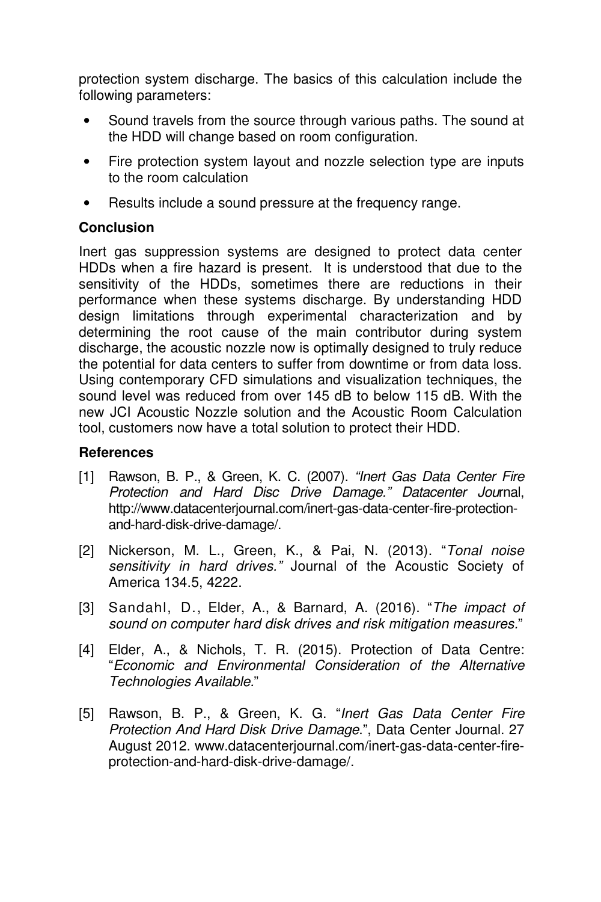protection system discharge. The basics of this calculation include the following parameters:

- Sound travels from the source through various paths. The sound at the HDD will change based on room configuration.
- Fire protection system layout and nozzle selection type are inputs to the room calculation
- Results include a sound pressure at the frequency range.

### Conclusion

Inert gas suppression systems are designed to protect data center HDDs when a fire hazard is present. It is understood that due to the sensitivity of the HDDs, sometimes there are reductions in their performance when these systems discharge. By understanding HDD design limitations through experimental characterization and by determining the root cause of the main contributor during system discharge, the acoustic nozzle now is optimally designed to truly reduce the potential for data centers to suffer from downtime or from data loss. Using contemporary CFD simulations and visualization techniques, the sound level was reduced from over 145 dB to below 115 dB. With the new JCI Acoustic Nozzle solution and the Acoustic Room Calculation tool, customers now have a total solution to protect their HDD.

### References

[1] Rawson, B. P., & Green, K. C. (2007). *"Inert Gas Data Center Fire Protection and Hard Disc Drive Damage." Datacenter Jou*rnal, http://www.datacenterjournal.com/inert-gas-data-center-fire-protection-and-hard-disk-drive-damage/.

[2] Nickerson, M. L., Green, K., & Pai, N. (2013). "*Tonal noise sensitivity in hard drives."* Journal of the Acoustic Society of America 134.5, 4222.

[3] Sandahl, D., Elder, A., & Barnard, A. (2016). "*The impact of sound on computer hard disk drives and risk mitigation measures.*"

[4] Elder, A., & Nichols, T. R. (2015). Protection of Data Centre: "*Economic and Environmental Consideration of the Alternative Technologies Available.*"

[5] Rawson, B. P., & Green, K. G. "*Inert Gas Data Center Fire Protection And Hard Disk Drive Damage.*", Data Center Journal. 27 August 2012. www.datacenterjournal.com/inert-gas-data-center-fire-protection-and-hard-disk-drive-damage/.